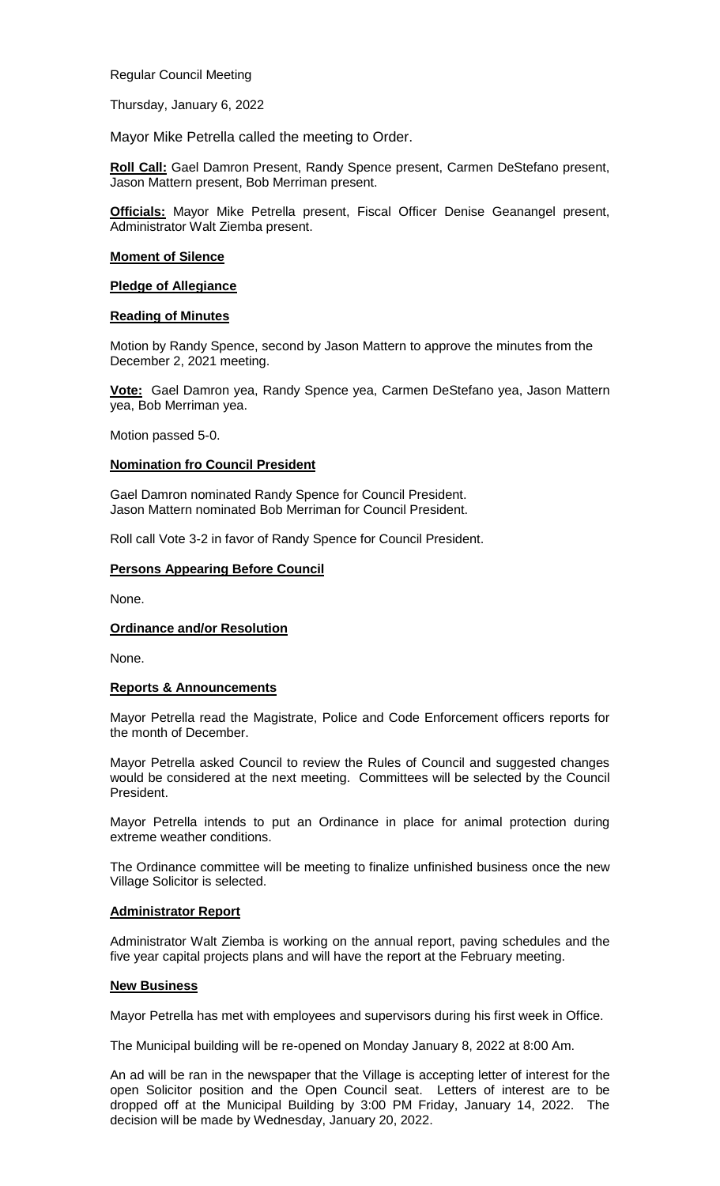Regular Council Meeting

Thursday, January 6, 2022

Mayor Mike Petrella called the meeting to Order.

**Roll Call:** Gael Damron Present, Randy Spence present, Carmen DeStefano present, Jason Mattern present, Bob Merriman present.

**Officials:** Mayor Mike Petrella present, Fiscal Officer Denise Geanangel present, Administrator Walt Ziemba present.

**Moment of Silence**

**Pledge of Allegiance**

**Reading of Minutes**

Motion by Randy Spence, second by Jason Mattern to approve the minutes from the December 2, 2021 meeting.

**Vote:** Gael Damron yea, Randy Spence yea, Carmen DeStefano yea, Jason Mattern yea, Bob Merriman yea.

Motion passed 5-0.

**Nomination fro Council President**

Gael Damron nominated Randy Spence for Council President.
Jason Mattern nominated Bob Merriman for Council President.

Roll call Vote 3-2 in favor of Randy Spence for Council President.

**Persons Appearing Before Council**

None.

**Ordinance and/or Resolution**

None.

**Reports & Announcements**

Mayor Petrella read the Magistrate, Police and Code Enforcement officers reports for the month of December.

Mayor Petrella asked Council to review the Rules of Council and suggested changes would be considered at the next meeting. Committees will be selected by the Council President.

Mayor Petrella intends to put an Ordinance in place for animal protection during extreme weather conditions.

The Ordinance committee will be meeting to finalize unfinished business once the new Village Solicitor is selected.

**Administrator Report**

Administrator Walt Ziemba is working on the annual report, paving schedules and the five year capital projects plans and will have the report at the February meeting.

**New Business**

Mayor Petrella has met with employees and supervisors during his first week in Office.

The Municipal building will be re-opened on Monday January 8, 2022 at 8:00 Am.

An ad will be ran in the newspaper that the Village is accepting letter of interest for the open Solicitor position and the Open Council seat. Letters of interest are to be dropped off at the Municipal Building by 3:00 PM Friday, January 14, 2022. The decision will be made by Wednesday, January 20, 2022.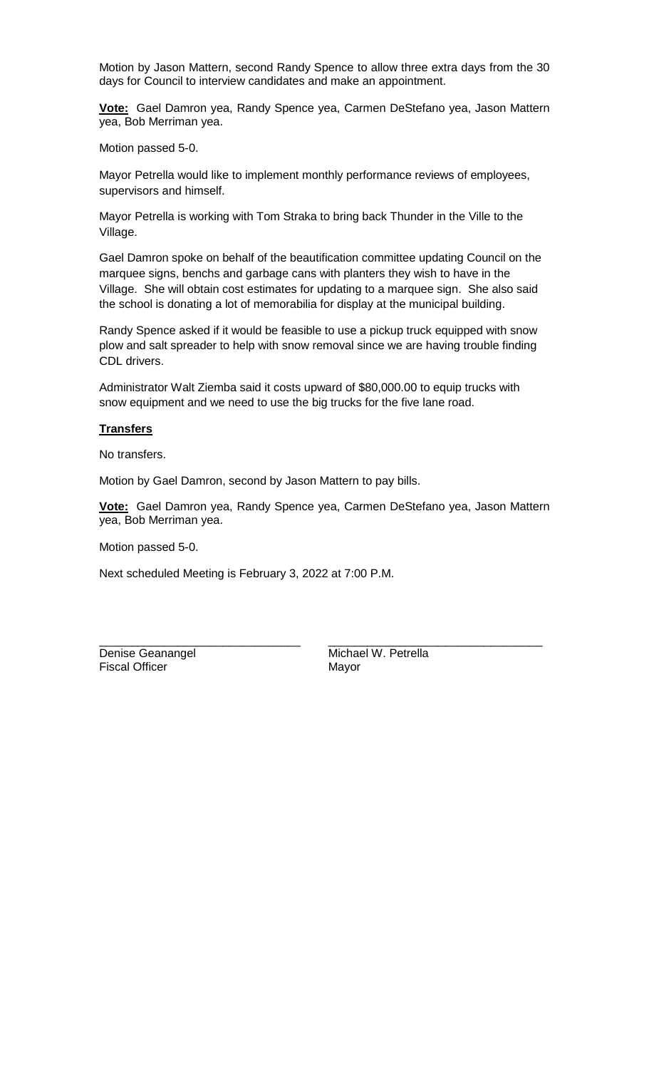Motion by Jason Mattern, second Randy Spence to allow three extra days from the 30 days for Council to interview candidates and make an appointment.

**Vote:** Gael Damron yea, Randy Spence yea, Carmen DeStefano yea, Jason Mattern yea, Bob Merriman yea.

Motion passed 5-0.

Mayor Petrella would like to implement monthly performance reviews of employees, supervisors and himself.

Mayor Petrella is working with Tom Straka to bring back Thunder in the Ville to the Village.

Gael Damron spoke on behalf of the beautification committee updating Council on the marquee signs, benchs and garbage cans with planters they wish to have in the Village. She will obtain cost estimates for updating to a marquee sign. She also said the school is donating a lot of memorabilia for display at the municipal building.

Randy Spence asked if it would be feasible to use a pickup truck equipped with snow plow and salt spreader to help with snow removal since we are having trouble finding CDL drivers.

Administrator Walt Ziemba said it costs upward of $80,000.00 to equip trucks with snow equipment and we need to use the big trucks for the five lane road.

**Transfers**

No transfers.

Motion by Gael Damron, second by Jason Mattern to pay bills.

**Vote:** Gael Damron yea, Randy Spence yea, Carmen DeStefano yea, Jason Mattern yea, Bob Merriman yea.

Motion passed 5-0.

Next scheduled Meeting is February 3, 2022 at 7:00 P.M.

_______________________________ _______________________________

Denise Geanangel
Fiscal Officer

Michael W. Petrella
Mayor